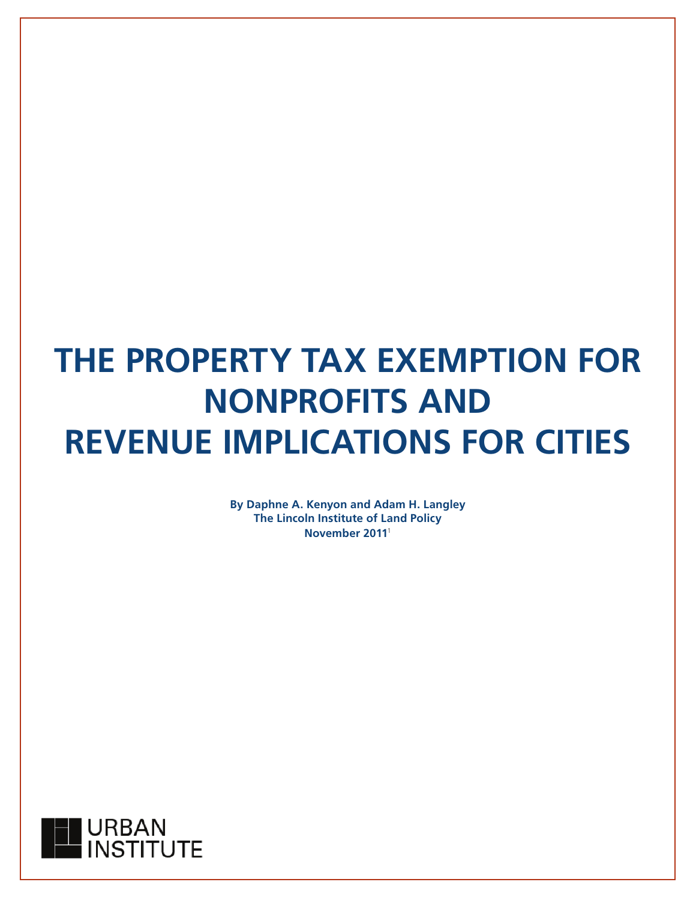# THE PROPERTY TAX EXEMPTION FOR NONPROFITS AND REVENUE IMPLICATIONS FOR CITIES

**By Daphne A. Kenyon and Adam H. Langley**
**The Lincoln Institute of Land Policy**
**November 2011**[1]

URBAN INSTITUTE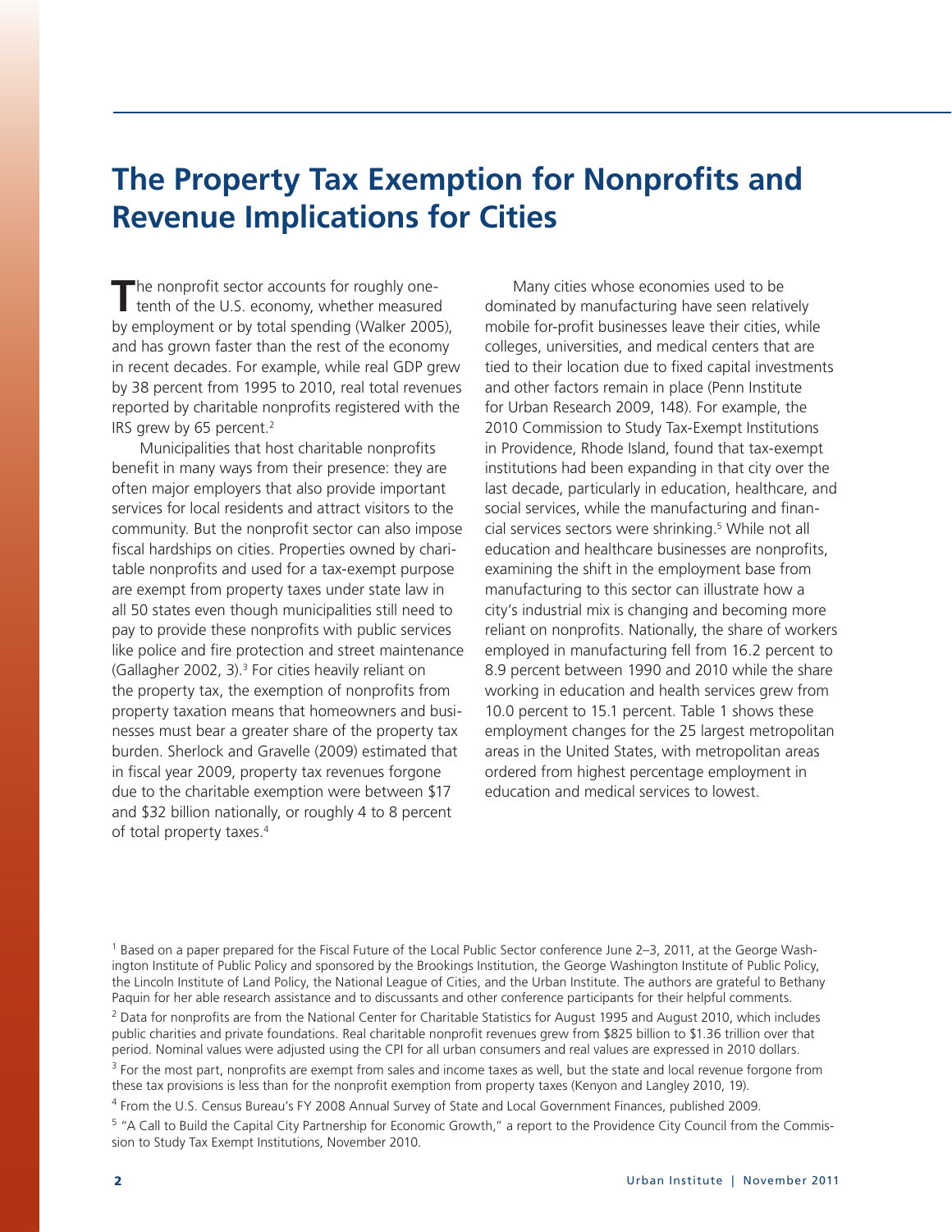# The Property Tax Exemption for Nonprofits and Revenue Implications for Cities

The nonprofit sector accounts for roughly one-tenth of the U.S. economy, whether measured by employment or by total spending (Walker 2005), and has grown faster than the rest of the economy in recent decades. For example, while real GDP grew by 38 percent from 1995 to 2010, real total revenues reported by charitable nonprofits registered with the IRS grew by 65 percent.[2]

Municipalities that host charitable nonprofits benefit in many ways from their presence: they are often major employers that also provide important services for local residents and attract visitors to the community. But the nonprofit sector can also impose fiscal hardships on cities. Properties owned by charitable nonprofits and used for a tax-exempt purpose are exempt from property taxes under state law in all 50 states even though municipalities still need to pay to provide these nonprofits with public services like police and fire protection and street maintenance (Gallagher 2002, 3).[3] For cities heavily reliant on the property tax, the exemption of nonprofits from property taxation means that homeowners and businesses must bear a greater share of the property tax burden. Sherlock and Gravelle (2009) estimated that in fiscal year 2009, property tax revenues forgone due to the charitable exemption were between $17 and $32 billion nationally, or roughly 4 to 8 percent of total property taxes.[4]

Many cities whose economies used to be dominated by manufacturing have seen relatively mobile for-profit businesses leave their cities, while colleges, universities, and medical centers that are tied to their location due to fixed capital investments and other factors remain in place (Penn Institute for Urban Research 2009, 148). For example, the 2010 Commission to Study Tax-Exempt Institutions in Providence, Rhode Island, found that tax-exempt institutions had been expanding in that city over the last decade, particularly in education, healthcare, and social services, while the manufacturing and financial services sectors were shrinking.[5] While not all education and healthcare businesses are nonprofits, examining the shift in the employment base from manufacturing to this sector can illustrate how a city's industrial mix is changing and becoming more reliant on nonprofits. Nationally, the share of workers employed in manufacturing fell from 16.2 percent to 8.9 percent between 1990 and 2010 while the share working in education and health services grew from 10.0 percent to 15.1 percent. Table 1 shows these employment changes for the 25 largest metropolitan areas in the United States, with metropolitan areas ordered from highest percentage employment in education and medical services to lowest.

---

[1] Based on a paper prepared for the Fiscal Future of the Local Public Sector conference June 2–3, 2011, at the George Washington Institute of Public Policy and sponsored by the Brookings Institution, the George Washington Institute of Public Policy, the Lincoln Institute of Land Policy, the National League of Cities, and the Urban Institute. The authors are grateful to Bethany Paquin for her able research assistance and to discussants and other conference participants for their helpful comments.

[2] Data for nonprofits are from the National Center for Charitable Statistics for August 1995 and August 2010, which includes public charities and private foundations. Real charitable nonprofit revenues grew from $825 billion to $1.36 trillion over that period. Nominal values were adjusted using the CPI for all urban consumers and real values are expressed in 2010 dollars.

[3] For the most part, nonprofits are exempt from sales and income taxes as well, but the state and local revenue forgone from these tax provisions is less than for the nonprofit exemption from property taxes (Kenyon and Langley 2010, 19).

[4] From the U.S. Census Bureau's FY 2008 Annual Survey of State and Local Government Finances, published 2009.

[5] "A Call to Build the Capital City Partnership for Economic Growth," a report to the Providence City Council from the Commission to Study Tax Exempt Institutions, November 2010.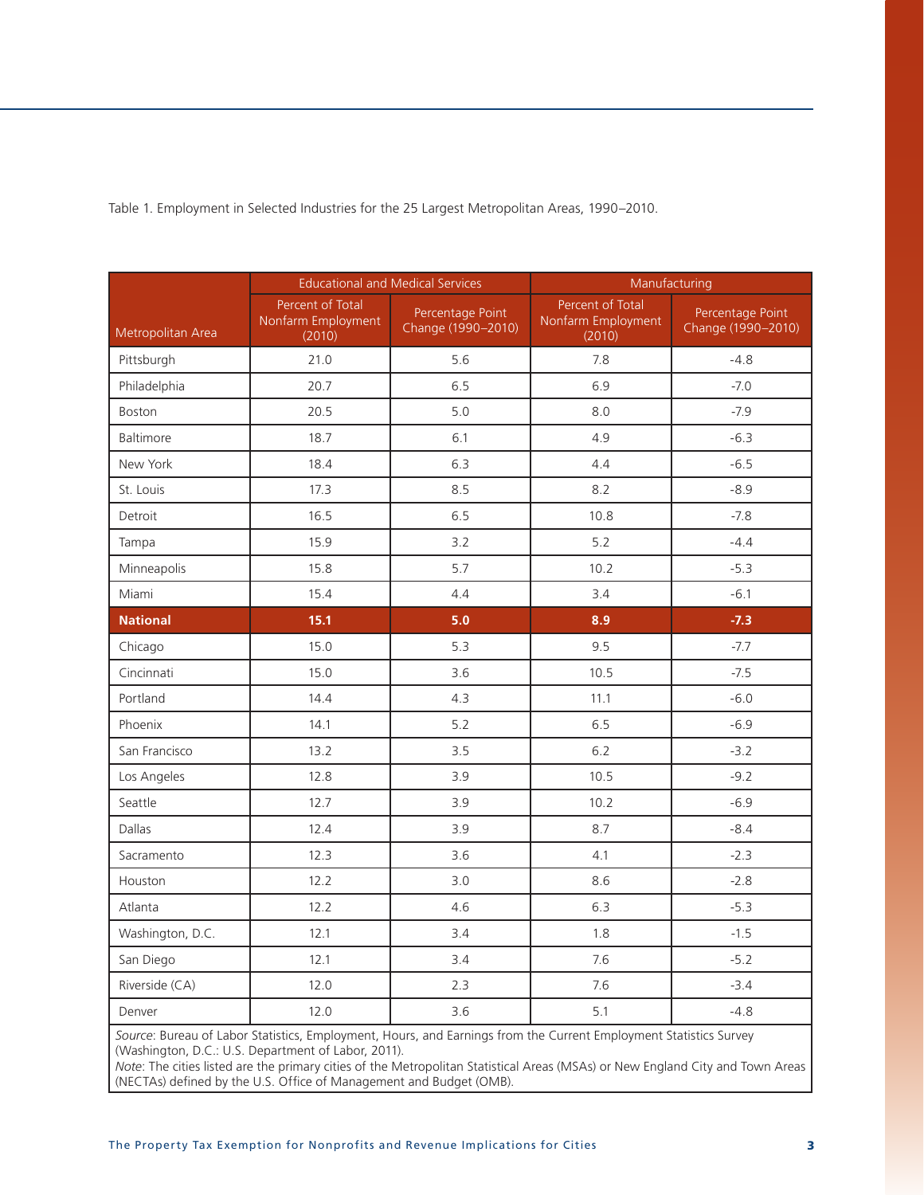Table 1. Employment in Selected Industries for the 25 Largest Metropolitan Areas, 1990–2010.

| Metropolitan Area | Educational and Medical Services | | Manufacturing | |
|---|---|---|---|---|
| | Percent of Total Nonfarm Employment (2010) | Percentage Point Change (1990–2010) | Percent of Total Nonfarm Employment (2010) | Percentage Point Change (1990–2010) |
| Pittsburgh | 21.0 | 5.6 | 7.8 | -4.8 |
| Philadelphia | 20.7 | 6.5 | 6.9 | -7.0 |
| Boston | 20.5 | 5.0 | 8.0 | -7.9 |
| Baltimore | 18.7 | 6.1 | 4.9 | -6.3 |
| New York | 18.4 | 6.3 | 4.4 | -6.5 |
| St. Louis | 17.3 | 8.5 | 8.2 | -8.9 |
| Detroit | 16.5 | 6.5 | 10.8 | -7.8 |
| Tampa | 15.9 | 3.2 | 5.2 | -4.4 |
| Minneapolis | 15.8 | 5.7 | 10.2 | -5.3 |
| Miami | 15.4 | 4.4 | 3.4 | -6.1 |
| **National** | **15.1** | **5.0** | **8.9** | **-7.3** |
| Chicago | 15.0 | 5.3 | 9.5 | -7.7 |
| Cincinnati | 15.0 | 3.6 | 10.5 | -7.5 |
| Portland | 14.4 | 4.3 | 11.1 | -6.0 |
| Phoenix | 14.1 | 5.2 | 6.5 | -6.9 |
| San Francisco | 13.2 | 3.5 | 6.2 | -3.2 |
| Los Angeles | 12.8 | 3.9 | 10.5 | -9.2 |
| Seattle | 12.7 | 3.9 | 10.2 | -6.9 |
| Dallas | 12.4 | 3.9 | 8.7 | -8.4 |
| Sacramento | 12.3 | 3.6 | 4.1 | -2.3 |
| Houston | 12.2 | 3.0 | 8.6 | -2.8 |
| Atlanta | 12.2 | 4.6 | 6.3 | -5.3 |
| Washington, D.C. | 12.1 | 3.4 | 1.8 | -1.5 |
| San Diego | 12.1 | 3.4 | 7.6 | -5.2 |
| Riverside (CA) | 12.0 | 2.3 | 7.6 | -3.4 |
| Denver | 12.0 | 3.6 | 5.1 | -4.8 |

*Source*: Bureau of Labor Statistics, Employment, Hours, and Earnings from the Current Employment Statistics Survey (Washington, D.C.: U.S. Department of Labor, 2011).
*Note*: The cities listed are the primary cities of the Metropolitan Statistical Areas (MSAs) or New England City and Town Areas (NECTAs) defined by the U.S. Office of Management and Budget (OMB).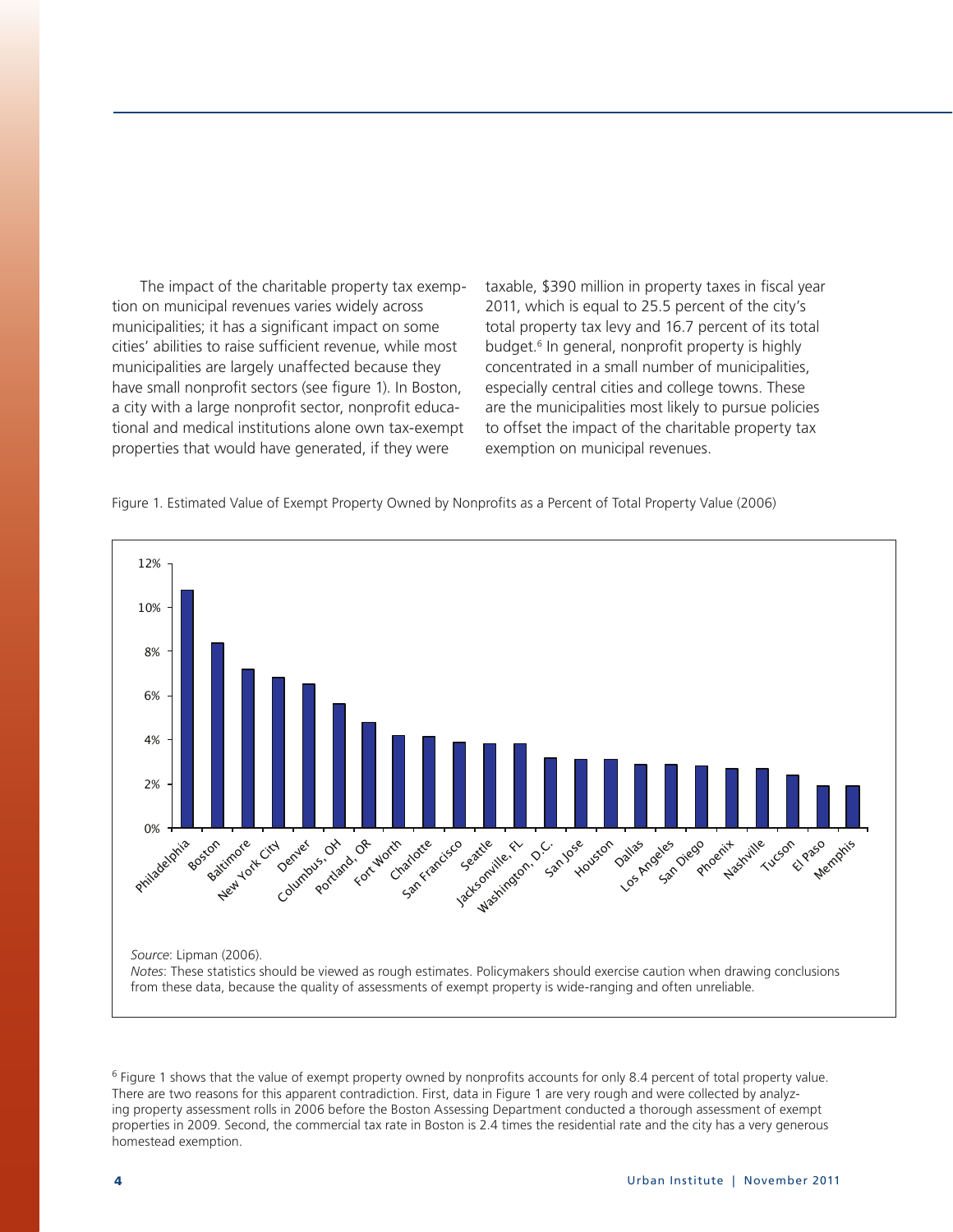The impact of the charitable property tax exemption on municipal revenues varies widely across municipalities; it has a significant impact on some cities' abilities to raise sufficient revenue, while most municipalities are largely unaffected because they have small nonprofit sectors (see figure 1). In Boston, a city with a large nonprofit sector, nonprofit educational and medical institutions alone own tax-exempt properties that would have generated, if they were taxable, $390 million in property taxes in fiscal year 2011, which is equal to 25.5 percent of the city's total property tax levy and 16.7 percent of its total budget.[6] In general, nonprofit property is highly concentrated in a small number of municipalities, especially central cities and college towns. These are the municipalities most likely to pursue policies to offset the impact of the charitable property tax exemption on municipal revenues.

Figure 1. Estimated Value of Exempt Property Owned by Nonprofits as a Percent of Total Property Value (2006)

*Source*: Lipman (2006).

*Notes*: These statistics should be viewed as rough estimates. Policymakers should exercise caution when drawing conclusions from these data, because the quality of assessments of exempt property is wide-ranging and often unreliable.

[6] Figure 1 shows that the value of exempt property owned by nonprofits accounts for only 8.4 percent of total property value. There are two reasons for this apparent contradiction. First, data in Figure 1 are very rough and were collected by analyzing property assessment rolls in 2006 before the Boston Assessing Department conducted a thorough assessment of exempt properties in 2009. Second, the commercial tax rate in Boston is 2.4 times the residential rate and the city has a very generous homestead exemption.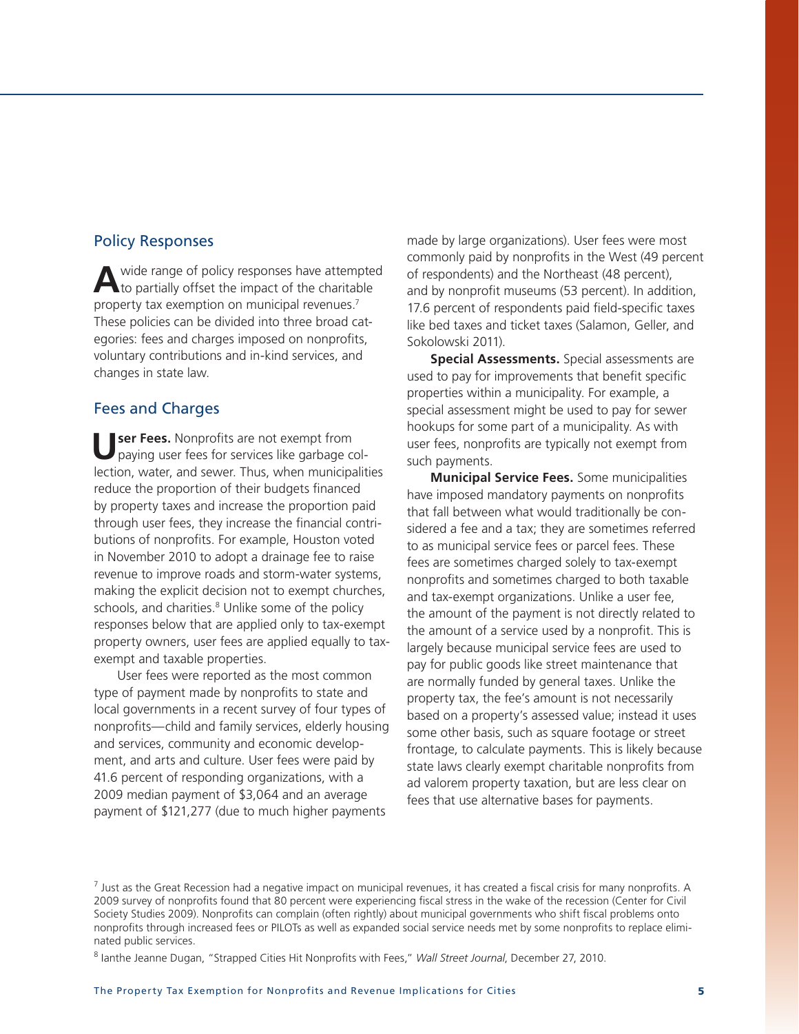## Policy Responses

A wide range of policy responses have attempted to partially offset the impact of the charitable property tax exemption on municipal revenues.[7] These policies can be divided into three broad categories: fees and charges imposed on nonprofits, voluntary contributions and in-kind services, and changes in state law.

## Fees and Charges

**User Fees.** Nonprofits are not exempt from paying user fees for services like garbage collection, water, and sewer. Thus, when municipalities reduce the proportion of their budgets financed by property taxes and increase the proportion paid through user fees, they increase the financial contributions of nonprofits. For example, Houston voted in November 2010 to adopt a drainage fee to raise revenue to improve roads and storm-water systems, making the explicit decision not to exempt churches, schools, and charities.[8] Unlike some of the policy responses below that are applied only to tax-exempt property owners, user fees are applied equally to tax-exempt and taxable properties.

User fees were reported as the most common type of payment made by nonprofits to state and local governments in a recent survey of four types of nonprofits—child and family services, elderly housing and services, community and economic development, and arts and culture. User fees were paid by 41.6 percent of responding organizations, with a 2009 median payment of $3,064 and an average payment of $121,277 (due to much higher payments made by large organizations). User fees were most commonly paid by nonprofits in the West (49 percent of respondents) and the Northeast (48 percent), and by nonprofit museums (53 percent). In addition, 17.6 percent of respondents paid field-specific taxes like bed taxes and ticket taxes (Salamon, Geller, and Sokolowski 2011).

**Special Assessments.** Special assessments are used to pay for improvements that benefit specific properties within a municipality. For example, a special assessment might be used to pay for sewer hookups for some part of a municipality. As with user fees, nonprofits are typically not exempt from such payments.

**Municipal Service Fees.** Some municipalities have imposed mandatory payments on nonprofits that fall between what would traditionally be considered a fee and a tax; they are sometimes referred to as municipal service fees or parcel fees. These fees are sometimes charged solely to tax-exempt nonprofits and sometimes charged to both taxable and tax-exempt organizations. Unlike a user fee, the amount of the payment is not directly related to the amount of a service used by a nonprofit. This is largely because municipal service fees are used to pay for public goods like street maintenance that are normally funded by general taxes. Unlike the property tax, the fee's amount is not necessarily based on a property's assessed value; instead it uses some other basis, such as square footage or street frontage, to calculate payments. This is likely because state laws clearly exempt charitable nonprofits from ad valorem property taxation, but are less clear on fees that use alternative bases for payments.

---

[7] Just as the Great Recession had a negative impact on municipal revenues, it has created a fiscal crisis for many nonprofits. A 2009 survey of nonprofits found that 80 percent were experiencing fiscal stress in the wake of the recession (Center for Civil Society Studies 2009). Nonprofits can complain (often rightly) about municipal governments who shift fiscal problems onto nonprofits through increased fees or PILOTs as well as expanded social service needs met by some nonprofits to replace eliminated public services.

[8] Ianthe Jeanne Dugan, "Strapped Cities Hit Nonprofits with Fees," *Wall Street Journal*, December 27, 2010.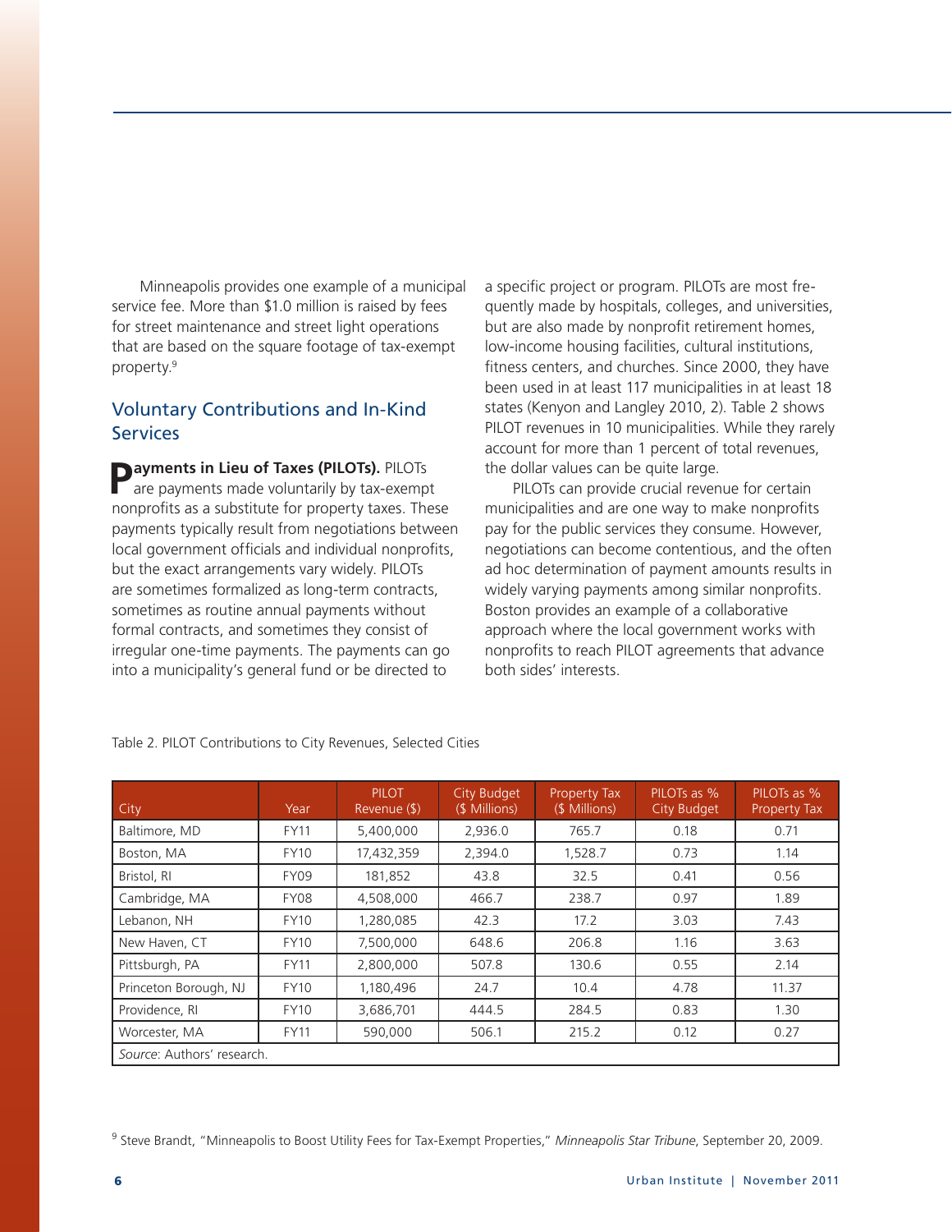Minneapolis provides one example of a municipal service fee. More than $1.0 million is raised by fees for street maintenance and street light operations that are based on the square footage of tax-exempt property.[9]

## Voluntary Contributions and In-Kind Services

**Payments in Lieu of Taxes (PILOTs).** PILOTs are payments made voluntarily by tax-exempt nonprofits as a substitute for property taxes. These payments typically result from negotiations between local government officials and individual nonprofits, but the exact arrangements vary widely. PILOTs are sometimes formalized as long-term contracts, sometimes as routine annual payments without formal contracts, and sometimes they consist of irregular one-time payments. The payments can go into a municipality's general fund or be directed to a specific project or program. PILOTs are most frequently made by hospitals, colleges, and universities, but are also made by nonprofit retirement homes, low-income housing facilities, cultural institutions, fitness centers, and churches. Since 2000, they have been used in at least 117 municipalities in at least 18 states (Kenyon and Langley 2010, 2). Table 2 shows PILOT revenues in 10 municipalities. While they rarely account for more than 1 percent of total revenues, the dollar values can be quite large.

PILOTs can provide crucial revenue for certain municipalities and are one way to make nonprofits pay for the public services they consume. However, negotiations can become contentious, and the often ad hoc determination of payment amounts results in widely varying payments among similar nonprofits. Boston provides an example of a collaborative approach where the local government works with nonprofits to reach PILOT agreements that advance both sides' interests.

Table 2. PILOT Contributions to City Revenues, Selected Cities

| City | Year | PILOT Revenue ($) | City Budget ($ Millions) | Property Tax ($ Millions) | PILOTs as % City Budget | PILOTs as % Property Tax |
|---|---|---|---|---|---|---|
| Baltimore, MD | FY11 | 5,400,000 | 2,936.0 | 765.7 | 0.18 | 0.71 |
| Boston, MA | FY10 | 17,432,359 | 2,394.0 | 1,528.7 | 0.73 | 1.14 |
| Bristol, RI | FY09 | 181,852 | 43.8 | 32.5 | 0.41 | 0.56 |
| Cambridge, MA | FY08 | 4,508,000 | 466.7 | 238.7 | 0.97 | 1.89 |
| Lebanon, NH | FY10 | 1,280,085 | 42.3 | 17.2 | 3.03 | 7.43 |
| New Haven, CT | FY10 | 7,500,000 | 648.6 | 206.8 | 1.16 | 3.63 |
| Pittsburgh, PA | FY11 | 2,800,000 | 507.8 | 130.6 | 0.55 | 2.14 |
| Princeton Borough, NJ | FY10 | 1,180,496 | 24.7 | 10.4 | 4.78 | 11.37 |
| Providence, RI | FY10 | 3,686,701 | 444.5 | 284.5 | 0.83 | 1.30 |
| Worcester, MA | FY11 | 590,000 | 506.1 | 215.2 | 0.12 | 0.27 |

*Source*: Authors' research.

[9] Steve Brandt, "Minneapolis to Boost Utility Fees for Tax-Exempt Properties," *Minneapolis Star Tribune*, September 20, 2009.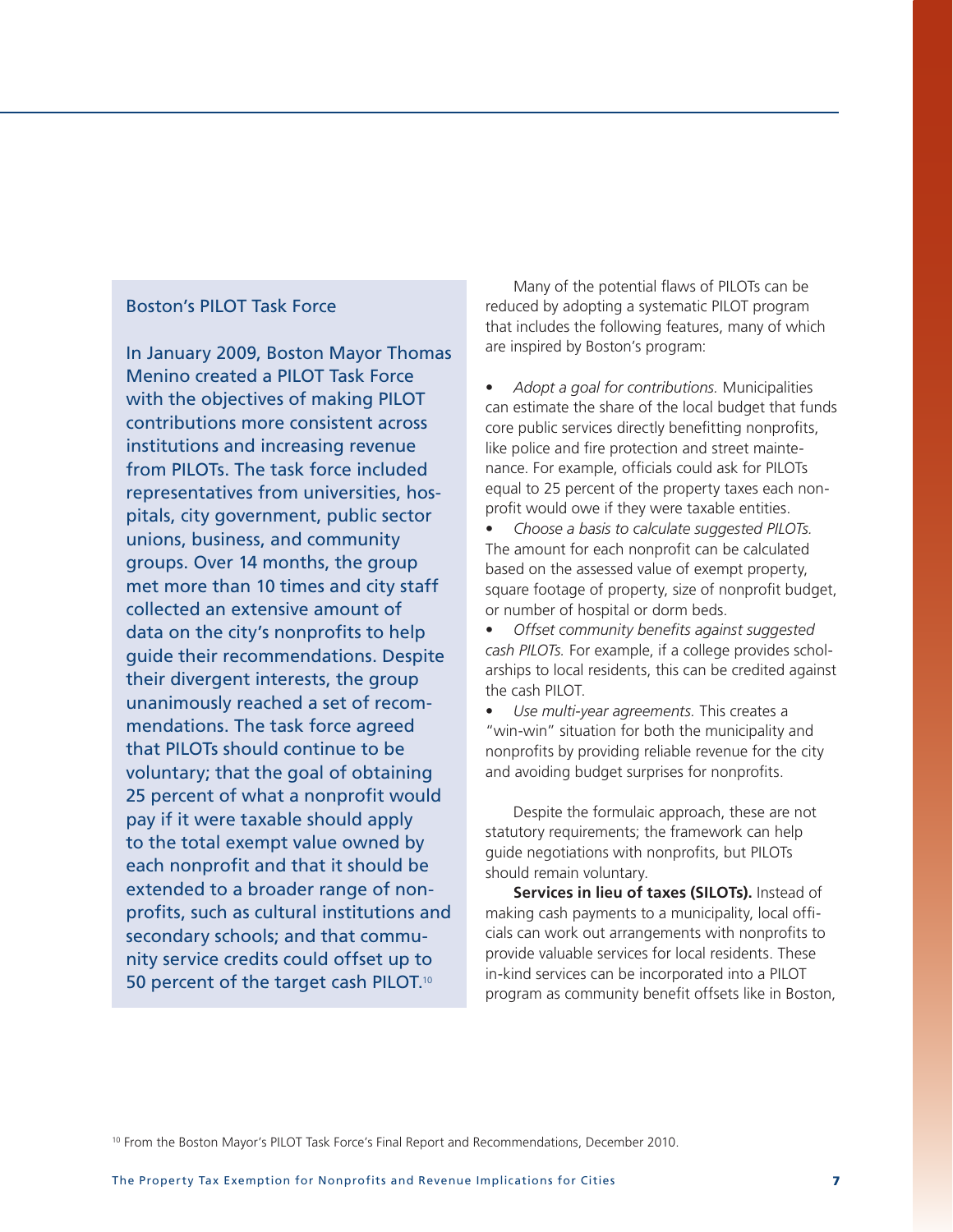### Boston's PILOT Task Force

In January 2009, Boston Mayor Thomas Menino created a PILOT Task Force with the objectives of making PILOT contributions more consistent across institutions and increasing revenue from PILOTs. The task force included representatives from universities, hospitals, city government, public sector unions, business, and community groups. Over 14 months, the group met more than 10 times and city staff collected an extensive amount of data on the city's nonprofits to help guide their recommendations. Despite their divergent interests, the group unanimously reached a set of recommendations. The task force agreed that PILOTs should continue to be voluntary; that the goal of obtaining 25 percent of what a nonprofit would pay if it were taxable should apply to the total exempt value owned by each nonprofit and that it should be extended to a broader range of nonprofits, such as cultural institutions and secondary schools; and that community service credits could offset up to 50 percent of the target cash PILOT.[10]

Many of the potential flaws of PILOTs can be reduced by adopting a systematic PILOT program that includes the following features, many of which are inspired by Boston's program:

- *Adopt a goal for contributions.* Municipalities can estimate the share of the local budget that funds core public services directly benefitting nonprofits, like police and fire protection and street maintenance. For example, officials could ask for PILOTs equal to 25 percent of the property taxes each nonprofit would owe if they were taxable entities.
- *Choose a basis to calculate suggested PILOTs.* The amount for each nonprofit can be calculated based on the assessed value of exempt property, square footage of property, size of nonprofit budget, or number of hospital or dorm beds.
- *Offset community benefits against suggested cash PILOTs.* For example, if a college provides scholarships to local residents, this can be credited against the cash PILOT.
- *Use multi-year agreements.* This creates a "win-win" situation for both the municipality and nonprofits by providing reliable revenue for the city and avoiding budget surprises for nonprofits.

Despite the formulaic approach, these are not statutory requirements; the framework can help guide negotiations with nonprofits, but PILOTs should remain voluntary.

**Services in lieu of taxes (SILOTs).** Instead of making cash payments to a municipality, local officials can work out arrangements with nonprofits to provide valuable services for local residents. These in-kind services can be incorporated into a PILOT program as community benefit offsets like in Boston,

[10] From the Boston Mayor's PILOT Task Force's Final Report and Recommendations, December 2010.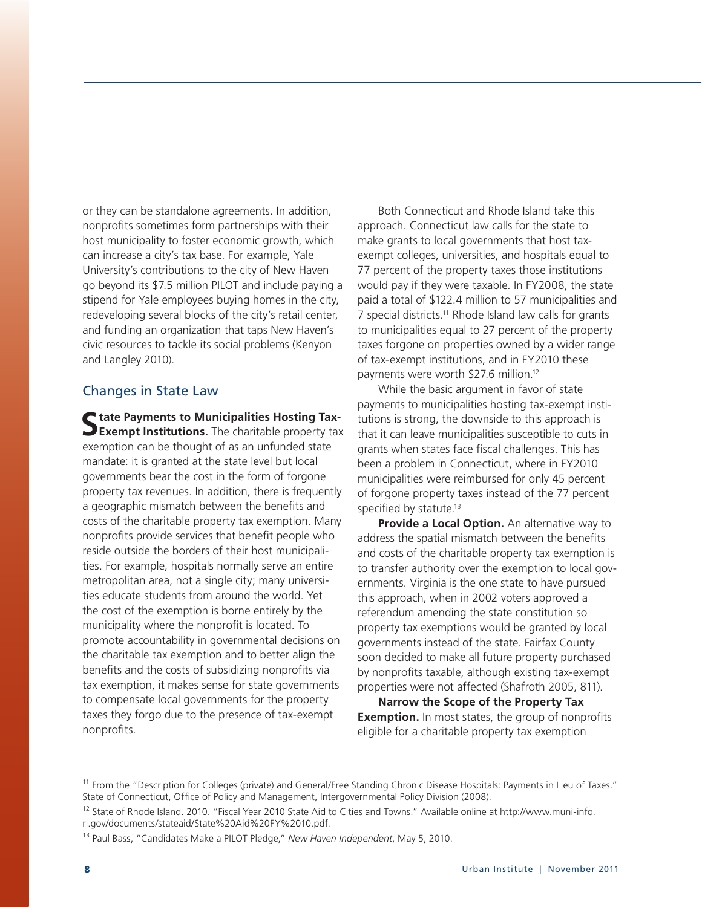or they can be standalone agreements. In addition, nonprofits sometimes form partnerships with their host municipality to foster economic growth, which can increase a city's tax base. For example, Yale University's contributions to the city of New Haven go beyond its $7.5 million PILOT and include paying a stipend for Yale employees buying homes in the city, redeveloping several blocks of the city's retail center, and funding an organization that taps New Haven's civic resources to tackle its social problems (Kenyon and Langley 2010).

## Changes in State Law

**State Payments to Municipalities Hosting Tax-Exempt Institutions.** The charitable property tax exemption can be thought of as an unfunded state mandate: it is granted at the state level but local governments bear the cost in the form of forgone property tax revenues. In addition, there is frequently a geographic mismatch between the benefits and costs of the charitable property tax exemption. Many nonprofits provide services that benefit people who reside outside the borders of their host municipalities. For example, hospitals normally serve an entire metropolitan area, not a single city; many universities educate students from around the world. Yet the cost of the exemption is borne entirely by the municipality where the nonprofit is located. To promote accountability in governmental decisions on the charitable tax exemption and to better align the benefits and the costs of subsidizing nonprofits via tax exemption, it makes sense for state governments to compensate local governments for the property taxes they forgo due to the presence of tax-exempt nonprofits.

Both Connecticut and Rhode Island take this approach. Connecticut law calls for the state to make grants to local governments that host tax-exempt colleges, universities, and hospitals equal to 77 percent of the property taxes those institutions would pay if they were taxable. In FY2008, the state paid a total of $122.4 million to 57 municipalities and 7 special districts.[11] Rhode Island law calls for grants to municipalities equal to 27 percent of the property taxes forgone on properties owned by a wider range of tax-exempt institutions, and in FY2010 these payments were worth $27.6 million.[12]

While the basic argument in favor of state payments to municipalities hosting tax-exempt institutions is strong, the downside to this approach is that it can leave municipalities susceptible to cuts in grants when states face fiscal challenges. This has been a problem in Connecticut, where in FY2010 municipalities were reimbursed for only 45 percent of forgone property taxes instead of the 77 percent specified by statute.[13]

**Provide a Local Option.** An alternative way to address the spatial mismatch between the benefits and costs of the charitable property tax exemption is to transfer authority over the exemption to local governments. Virginia is the one state to have pursued this approach, when in 2002 voters approved a referendum amending the state constitution so property tax exemptions would be granted by local governments instead of the state. Fairfax County soon decided to make all future property purchased by nonprofits taxable, although existing tax-exempt properties were not affected (Shafroth 2005, 811).

**Narrow the Scope of the Property Tax Exemption.** In most states, the group of nonprofits eligible for a charitable property tax exemption

[11] From the "Description for Colleges (private) and General/Free Standing Chronic Disease Hospitals: Payments in Lieu of Taxes." State of Connecticut, Office of Policy and Management, Intergovernmental Policy Division (2008).

[12] State of Rhode Island. 2010. "Fiscal Year 2010 State Aid to Cities and Towns." Available online at http://www.muni-info.ri.gov/documents/stateaid/State%20Aid%20FY%2010.pdf.

[13] Paul Bass, "Candidates Make a PILOT Pledge," *New Haven Independent*, May 5, 2010.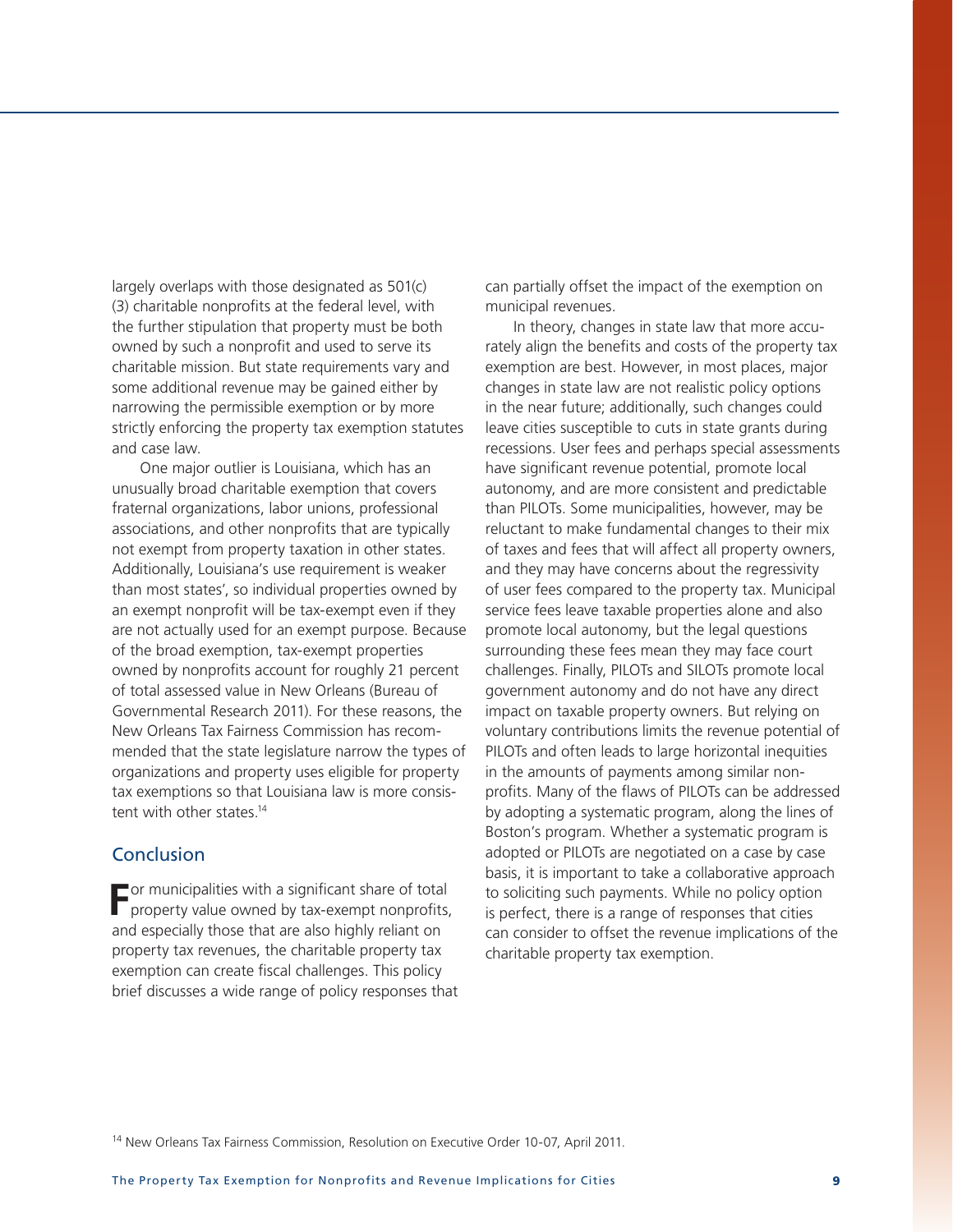largely overlaps with those designated as 501(c)(3) charitable nonprofits at the federal level, with the further stipulation that property must be both owned by such a nonprofit and used to serve its charitable mission. But state requirements vary and some additional revenue may be gained either by narrowing the permissible exemption or by more strictly enforcing the property tax exemption statutes and case law.

One major outlier is Louisiana, which has an unusually broad charitable exemption that covers fraternal organizations, labor unions, professional associations, and other nonprofits that are typically not exempt from property taxation in other states. Additionally, Louisiana's use requirement is weaker than most states', so individual properties owned by an exempt nonprofit will be tax-exempt even if they are not actually used for an exempt purpose. Because of the broad exemption, tax-exempt properties owned by nonprofits account for roughly 21 percent of total assessed value in New Orleans (Bureau of Governmental Research 2011). For these reasons, the New Orleans Tax Fairness Commission has recommended that the state legislature narrow the types of organizations and property uses eligible for property tax exemptions so that Louisiana law is more consistent with other states.[14]

## Conclusion

For municipalities with a significant share of total property value owned by tax-exempt nonprofits, and especially those that are also highly reliant on property tax revenues, the charitable property tax exemption can create fiscal challenges. This policy brief discusses a wide range of policy responses that can partially offset the impact of the exemption on municipal revenues.

In theory, changes in state law that more accurately align the benefits and costs of the property tax exemption are best. However, in most places, major changes in state law are not realistic policy options in the near future; additionally, such changes could leave cities susceptible to cuts in state grants during recessions. User fees and perhaps special assessments have significant revenue potential, promote local autonomy, and are more consistent and predictable than PILOTs. Some municipalities, however, may be reluctant to make fundamental changes to their mix of taxes and fees that will affect all property owners, and they may have concerns about the regressivity of user fees compared to the property tax. Municipal service fees leave taxable properties alone and also promote local autonomy, but the legal questions surrounding these fees mean they may face court challenges. Finally, PILOTs and SILOTs promote local government autonomy and do not have any direct impact on taxable property owners. But relying on voluntary contributions limits the revenue potential of PILOTs and often leads to large horizontal inequities in the amounts of payments among similar nonprofits. Many of the flaws of PILOTs can be addressed by adopting a systematic program, along the lines of Boston's program. Whether a systematic program is adopted or PILOTs are negotiated on a case by case basis, it is important to take a collaborative approach to soliciting such payments. While no policy option is perfect, there is a range of responses that cities can consider to offset the revenue implications of the charitable property tax exemption.

[14] New Orleans Tax Fairness Commission, Resolution on Executive Order 10-07, April 2011.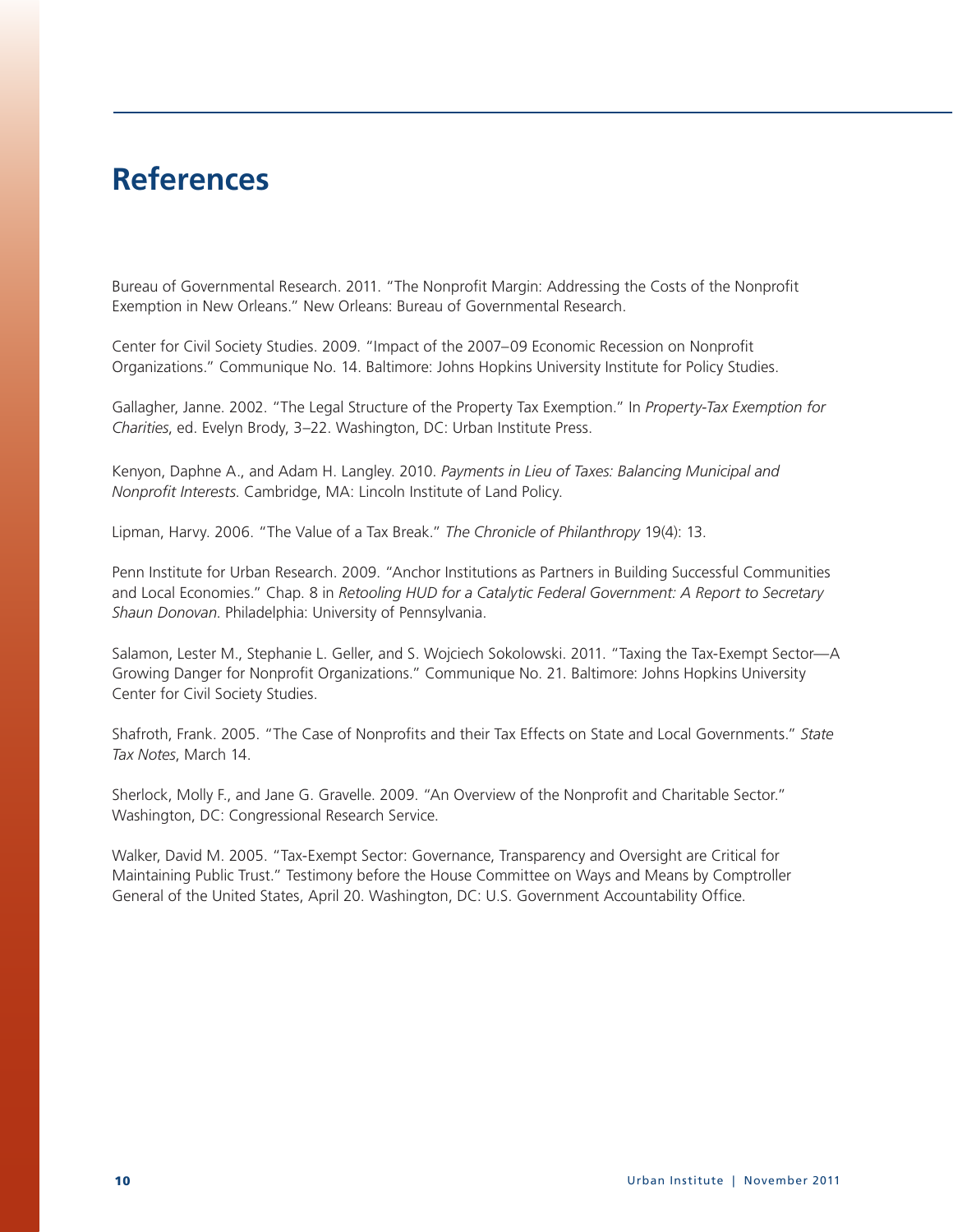# References

Bureau of Governmental Research. 2011. "The Nonprofit Margin: Addressing the Costs of the Nonprofit Exemption in New Orleans." New Orleans: Bureau of Governmental Research.

Center for Civil Society Studies. 2009. "Impact of the 2007–09 Economic Recession on Nonprofit Organizations." Communique No. 14. Baltimore: Johns Hopkins University Institute for Policy Studies.

Gallagher, Janne. 2002. "The Legal Structure of the Property Tax Exemption." In *Property-Tax Exemption for Charities*, ed. Evelyn Brody, 3–22. Washington, DC: Urban Institute Press.

Kenyon, Daphne A., and Adam H. Langley. 2010. *Payments in Lieu of Taxes: Balancing Municipal and Nonprofit Interests.* Cambridge, MA: Lincoln Institute of Land Policy.

Lipman, Harvy. 2006. "The Value of a Tax Break." *The Chronicle of Philanthropy* 19(4): 13.

Penn Institute for Urban Research. 2009. "Anchor Institutions as Partners in Building Successful Communities and Local Economies." Chap. 8 in *Retooling HUD for a Catalytic Federal Government: A Report to Secretary Shaun Donovan*. Philadelphia: University of Pennsylvania.

Salamon, Lester M., Stephanie L. Geller, and S. Wojciech Sokolowski. 2011. "Taxing the Tax-Exempt Sector—A Growing Danger for Nonprofit Organizations." Communique No. 21. Baltimore: Johns Hopkins University Center for Civil Society Studies.

Shafroth, Frank. 2005. "The Case of Nonprofits and their Tax Effects on State and Local Governments." *State Tax Notes*, March 14.

Sherlock, Molly F., and Jane G. Gravelle. 2009. "An Overview of the Nonprofit and Charitable Sector." Washington, DC: Congressional Research Service.

Walker, David M. 2005. "Tax-Exempt Sector: Governance, Transparency and Oversight are Critical for Maintaining Public Trust." Testimony before the House Committee on Ways and Means by Comptroller General of the United States, April 20. Washington, DC: U.S. Government Accountability Office.